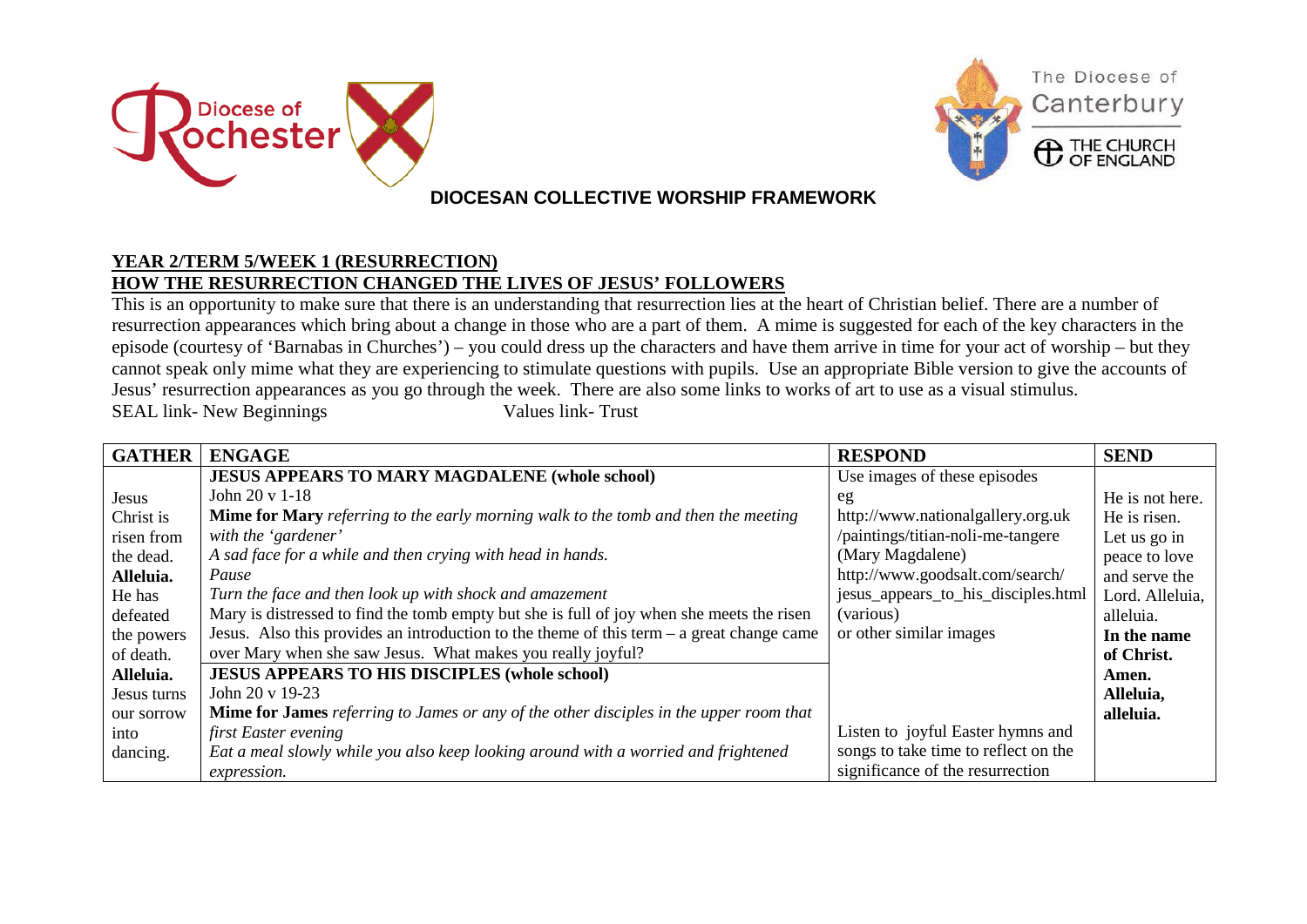# DIOCESAN COLLECTIVE WORSHIP FRAMEWORK

## YEAR 2/TERM 5/WEEK 1 (RESURRECTION)
## HOW THE RESURRECTION CHANGED THE LIVES OF JESUS' FOLLOWERS

This is an opportunity to make sure that there is an understanding that resurrection lies at the heart of Christian belief. There are a number of resurrection appearances which bring about a change in those who are a part of them. A mime is suggested for each of the key characters in the episode (courtesy of 'Barnabas in Churches') – you could dress up the characters and have them arrive in time for your act of worship – but they cannot speak only mime what they are experiencing to stimulate questions with pupils. Use an appropriate Bible version to give the accounts of Jesus' resurrection appearances as you go through the week. There are also some links to works of art to use as a visual stimulus.

SEAL link- New Beginnings Values link- Trust

| GATHER | ENGAGE | RESPOND | SEND |
|---|---|---|---|
| Jesus Christ is risen from the dead. **Alleluia.** He has defeated the powers of death. **Alleluia.** Jesus turns our sorrow into dancing. | **JESUS APPEARS TO MARY MAGDALENE (whole school)**<br>John 20 v 1-18<br>**Mime for Mary** *referring to the early morning walk to the tomb and then the meeting with the 'gardener'*<br>*A sad face for a while and then crying with head in hands.*<br>*Pause*<br>*Turn the face and then look up with shock and amazement*<br>Mary is distressed to find the tomb empty but she is full of joy when she meets the risen Jesus. Also this provides an introduction to the theme of this term – a great change came over Mary when she saw Jesus. What makes you really joyful? | Use images of these episodes eg http://www.nationalgallery.org.uk/paintings/titian-noli-me-tangere (Mary Magdalene)<br>http://www.goodsalt.com/search/jesus_appears_to_his_disciples.html (various)<br>or other similar images | He is not here. He is risen. Let us go in peace to love and serve the Lord. Alleluia, alleluia. **In the name of Christ. Amen. Alleluia, alleluia.** |
| | **JESUS APPEARS TO HIS DISCIPLES (whole school)**<br>John 20 v 19-23<br>**Mime for James** *referring to James or any of the other disciples in the upper room that first Easter evening*<br>*Eat a meal slowly while you also keep looking around with a worried and frightened expression.* | Listen to joyful Easter hymns and songs to take time to reflect on the significance of the resurrection | |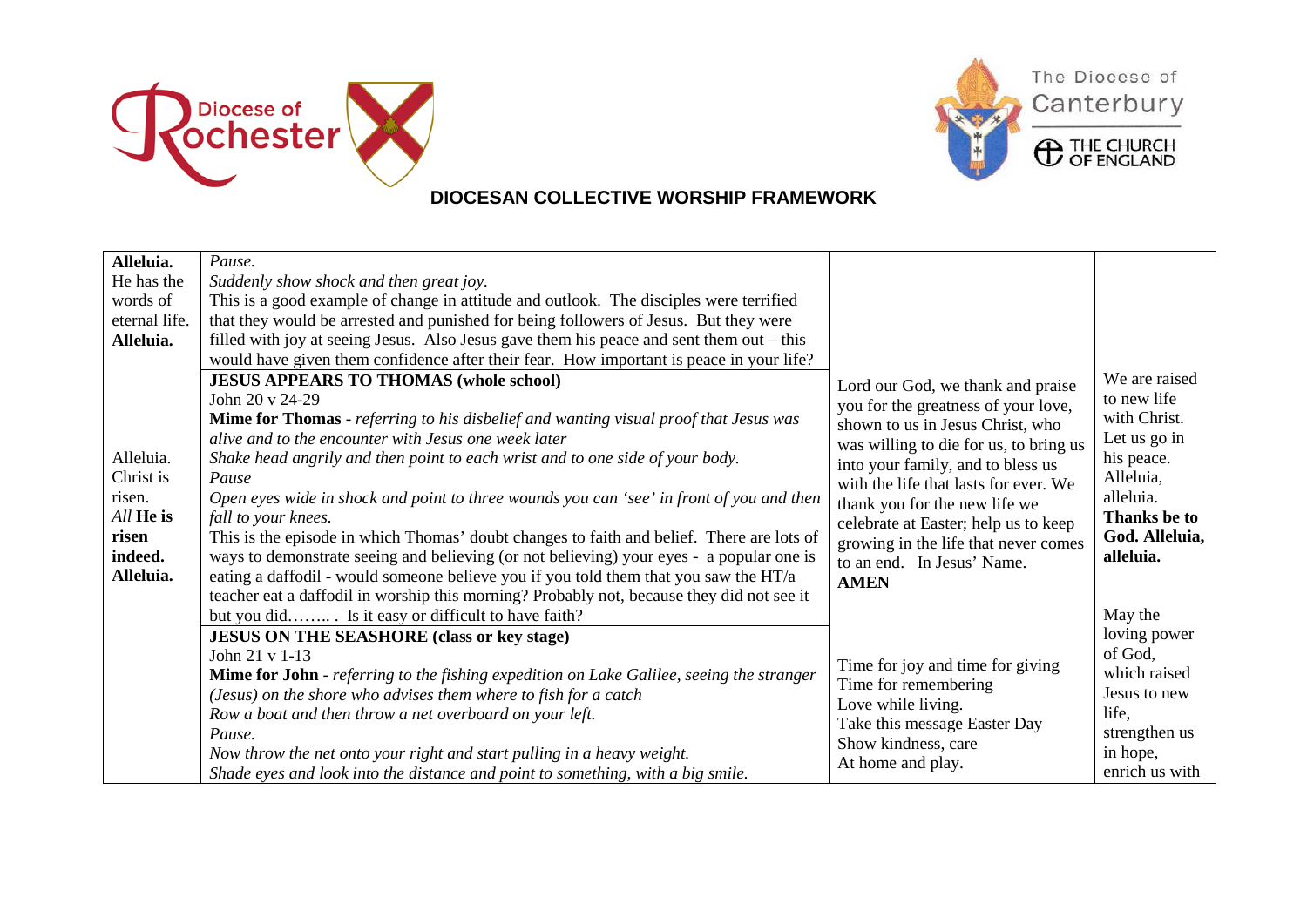**DIOCESAN COLLECTIVE WORSHIP FRAMEWORK**

| | | | |
|---|---|---|---|
| **Alleluia.** He has the words of eternal life. **Alleluia.** | *Pause.* *Suddenly show shock and then great joy.* This is a good example of change in attitude and outlook. The disciples were terrified that they would be arrested and punished for being followers of Jesus. But they were filled with joy at seeing Jesus. Also Jesus gave them his peace and sent them out – this would have given them confidence after their fear. How important is peace in your life? | | |
| Alleluia. Christ is risen. *All* **He is risen indeed. Alleluia.** | **JESUS APPEARS TO THOMAS (whole school)** John 20 v 24-29 **Mime for Thomas** - *referring to his disbelief and wanting visual proof that Jesus was alive and to the encounter with Jesus one week later* *Shake head angrily and then point to each wrist and to one side of your body.* *Pause* *Open eyes wide in shock and point to three wounds you can 'see' in front of you and then fall to your knees.* This is the episode in which Thomas' doubt changes to faith and belief. There are lots of ways to demonstrate seeing and believing (or not believing) your eyes - a popular one is eating a daffodil - would someone believe you if you told them that you saw the HT/a teacher eat a daffodil in worship this morning? Probably not, because they did not see it but you did…….. . Is it easy or difficult to have faith? | Lord our God, we thank and praise you for the greatness of your love, shown to us in Jesus Christ, who was willing to die for us, to bring us into your family, and to bless us with the life that lasts for ever. We thank you for the new life we celebrate at Easter; help us to keep growing in the life that never comes to an end. In Jesus' Name. **AMEN** | We are raised to new life with Christ. Let us go in his peace. Alleluia, alleluia. **Thanks be to God. Alleluia, alleluia.** |
| | **JESUS ON THE SEASHORE (class or key stage)** John 21 v 1-13 **Mime for John** - *referring to the fishing expedition on Lake Galilee, seeing the stranger (Jesus) on the shore who advises them where to fish for a catch* *Row a boat and then throw a net overboard on your left.* *Pause.* *Now throw the net onto your right and start pulling in a heavy weight.* *Shade eyes and look into the distance and point to something, with a big smile.* | Time for joy and time for giving Time for remembering Love while living. Take this message Easter Day Show kindness, care At home and play. | May the loving power of God, which raised Jesus to new life, strengthen us in hope, enrich us with |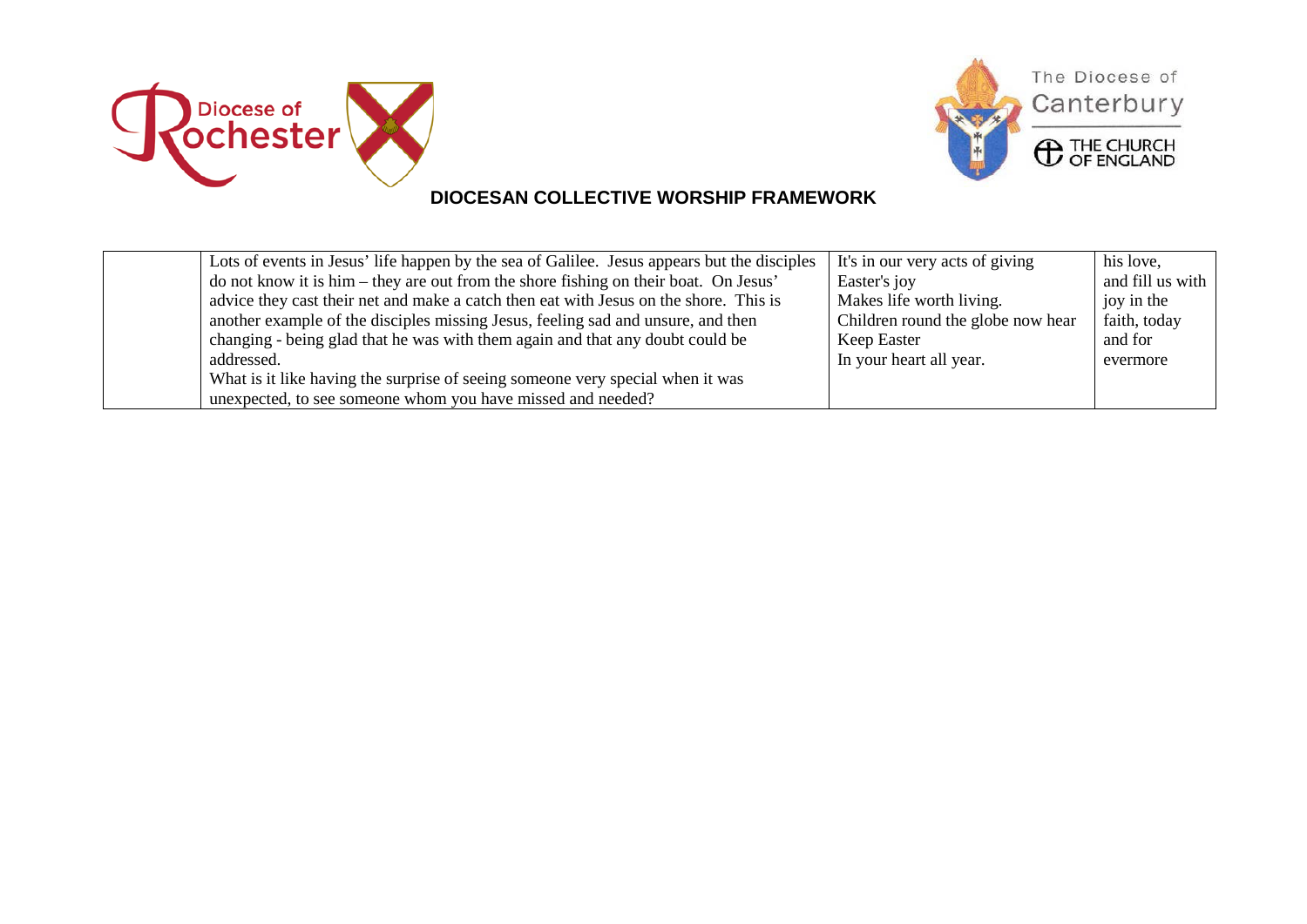**DIOCESAN COLLECTIVE WORSHIP FRAMEWORK**

| | | | |
|---|---|---|---|
| | Lots of events in Jesus' life happen by the sea of Galilee. Jesus appears but the disciples do not know it is him – they are out from the shore fishing on their boat. On Jesus' advice they cast their net and make a catch then eat with Jesus on the shore. This is another example of the disciples missing Jesus, feeling sad and unsure, and then changing - being glad that he was with them again and that any doubt could be addressed.<br>What is it like having the surprise of seeing someone very special when it was unexpected, to see someone whom you have missed and needed? | It's in our very acts of giving<br>Easter's joy<br>Makes life worth living.<br>Children round the globe now hear<br>Keep Easter<br>In your heart all year. | his love,<br>and fill us with joy in the faith, today and for evermore |